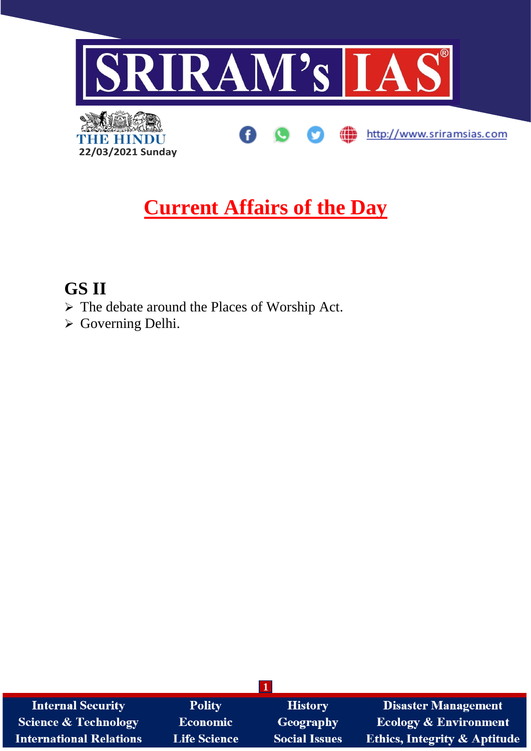# Current Affairs of the Day

22/03/2021 Sunday

## GS II

- The debate around the Places of Worship Act.
- Governing Delhi.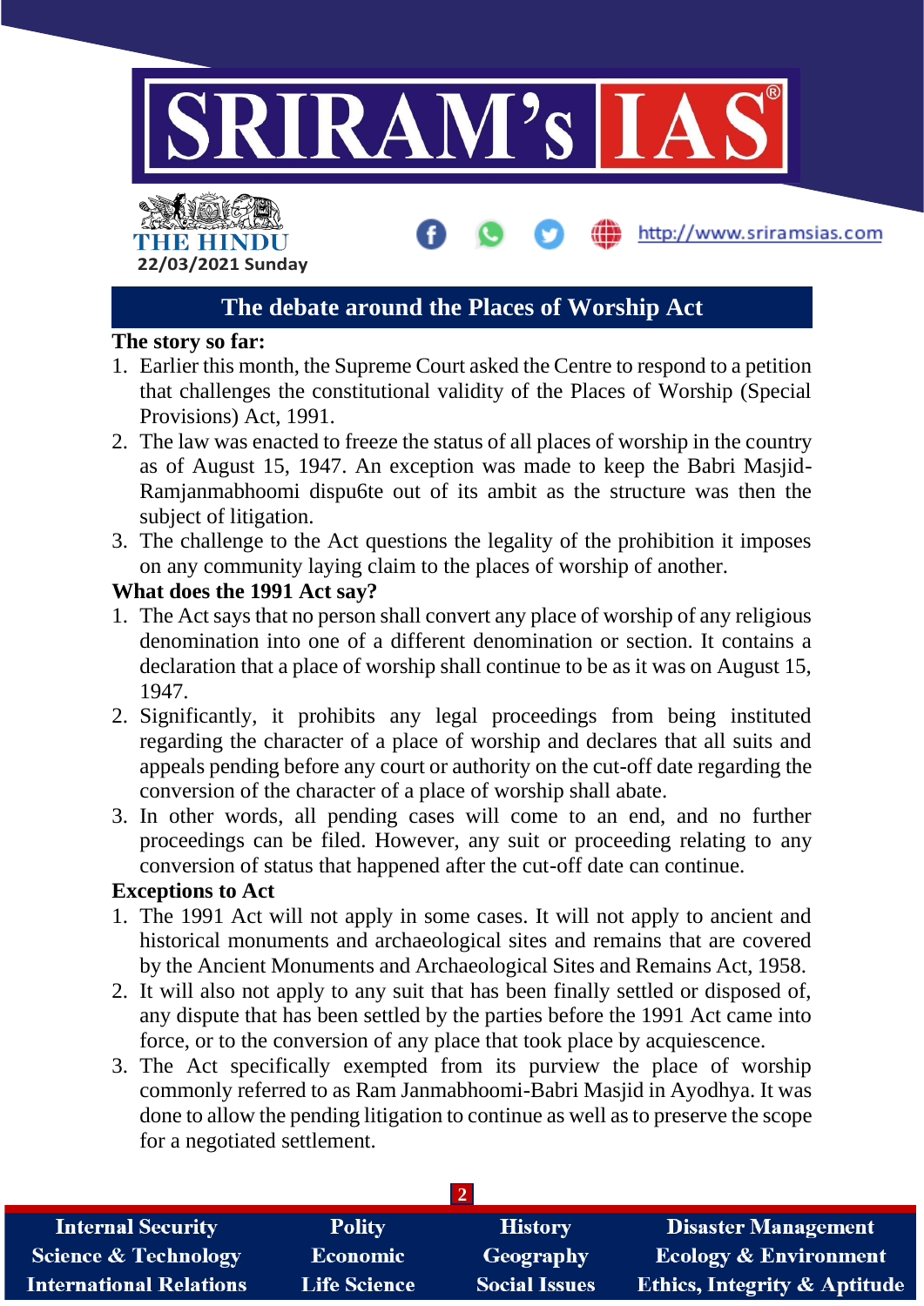## The debate around the Places of Worship Act

**The story so far:**

1. Earlier this month, the Supreme Court asked the Centre to respond to a petition that challenges the constitutional validity of the Places of Worship (Special Provisions) Act, 1991.
2. The law was enacted to freeze the status of all places of worship in the country as of August 15, 1947. An exception was made to keep the Babri Masjid-Ramjanmabhoomi dispu6te out of its ambit as the structure was then the subject of litigation.
3. The challenge to the Act questions the legality of the prohibition it imposes on any community laying claim to the places of worship of another.

**What does the 1991 Act say?**

1. The Act says that no person shall convert any place of worship of any religious denomination into one of a different denomination or section. It contains a declaration that a place of worship shall continue to be as it was on August 15, 1947.
2. Significantly, it prohibits any legal proceedings from being instituted regarding the character of a place of worship and declares that all suits and appeals pending before any court or authority on the cut-off date regarding the conversion of the character of a place of worship shall abate.
3. In other words, all pending cases will come to an end, and no further proceedings can be filed. However, any suit or proceeding relating to any conversion of status that happened after the cut-off date can continue.

**Exceptions to Act**

1. The 1991 Act will not apply in some cases. It will not apply to ancient and historical monuments and archaeological sites and remains that are covered by the Ancient Monuments and Archaeological Sites and Remains Act, 1958.
2. It will also not apply to any suit that has been finally settled or disposed of, any dispute that has been settled by the parties before the 1991 Act came into force, or to the conversion of any place that took place by acquiescence.
3. The Act specifically exempted from its purview the place of worship commonly referred to as Ram Janmabhoomi-Babri Masjid in Ayodhya. It was done to allow the pending litigation to continue as well as to preserve the scope for a negotiated settlement.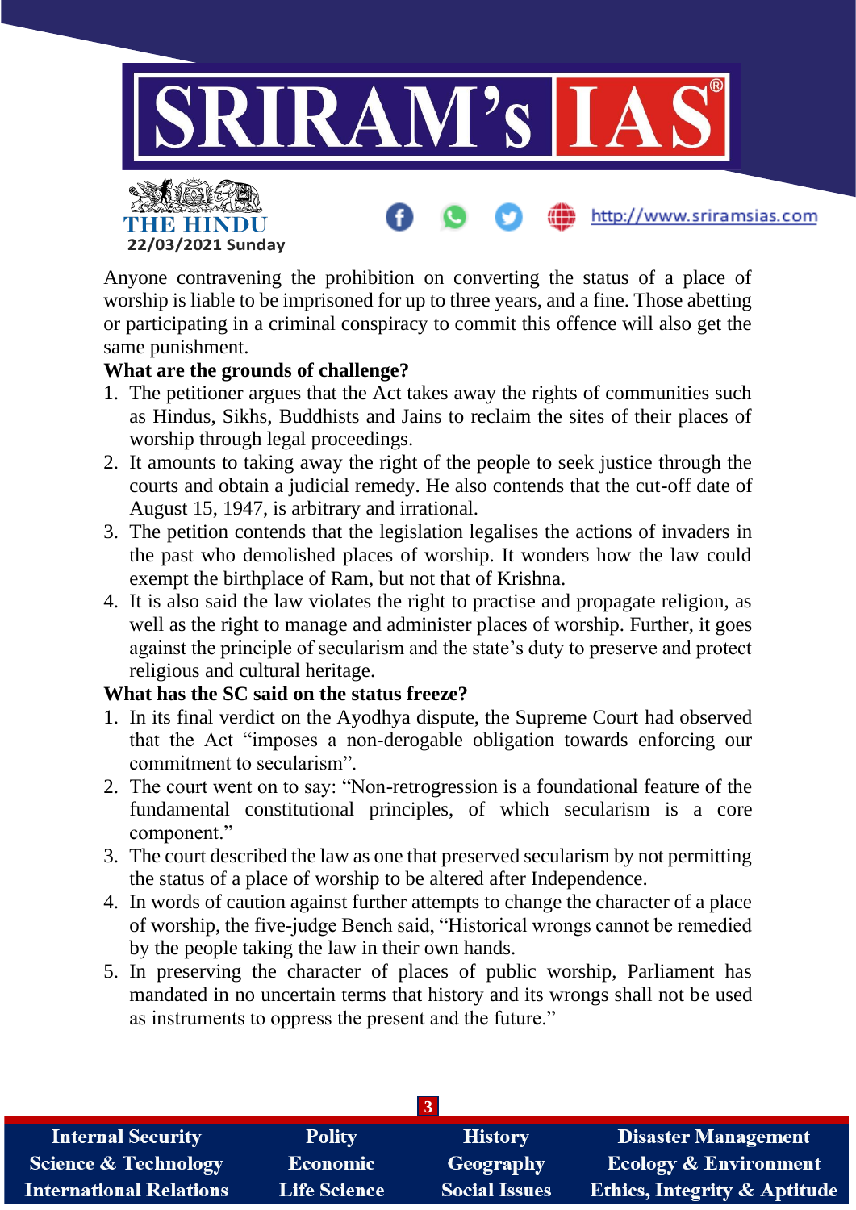Anyone contravening the prohibition on converting the status of a place of worship is liable to be imprisoned for up to three years, and a fine. Those abetting or participating in a criminal conspiracy to commit this offence will also get the same punishment.

**What are the grounds of challenge?**

1. The petitioner argues that the Act takes away the rights of communities such as Hindus, Sikhs, Buddhists and Jains to reclaim the sites of their places of worship through legal proceedings.
2. It amounts to taking away the right of the people to seek justice through the courts and obtain a judicial remedy. He also contends that the cut-off date of August 15, 1947, is arbitrary and irrational.
3. The petition contends that the legislation legalises the actions of invaders in the past who demolished places of worship. It wonders how the law could exempt the birthplace of Ram, but not that of Krishna.
4. It is also said the law violates the right to practise and propagate religion, as well as the right to manage and administer places of worship. Further, it goes against the principle of secularism and the state's duty to preserve and protect religious and cultural heritage.

**What has the SC said on the status freeze?**

1. In its final verdict on the Ayodhya dispute, the Supreme Court had observed that the Act "imposes a non-derogable obligation towards enforcing our commitment to secularism".
2. The court went on to say: "Non-retrogression is a foundational feature of the fundamental constitutional principles, of which secularism is a core component."
3. The court described the law as one that preserved secularism by not permitting the status of a place of worship to be altered after Independence.
4. In words of caution against further attempts to change the character of a place of worship, the five-judge Bench said, "Historical wrongs cannot be remedied by the people taking the law in their own hands.
5. In preserving the character of places of public worship, Parliament has mandated in no uncertain terms that history and its wrongs shall not be used as instruments to oppress the present and the future."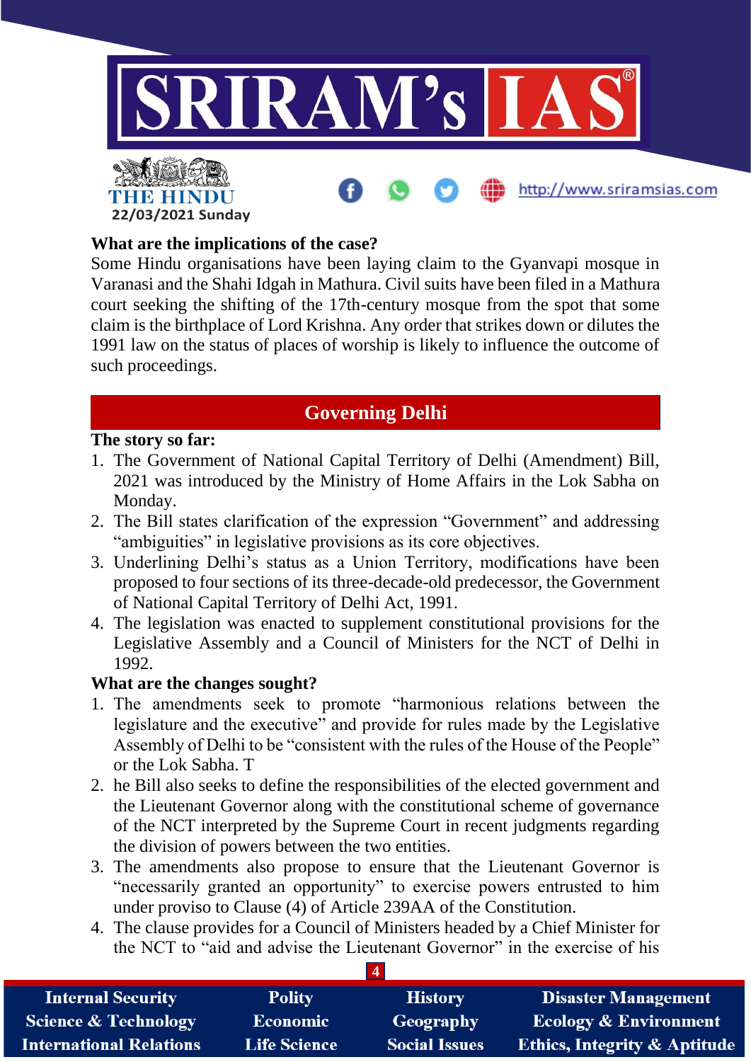**What are the implications of the case?**

Some Hindu organisations have been laying claim to the Gyanvapi mosque in Varanasi and the Shahi Idgah in Mathura. Civil suits have been filed in a Mathura court seeking the shifting of the 17th-century mosque from the spot that some claim is the birthplace of Lord Krishna. Any order that strikes down or dilutes the 1991 law on the status of places of worship is likely to influence the outcome of such proceedings.

## Governing Delhi

**The story so far:**

1. The Government of National Capital Territory of Delhi (Amendment) Bill, 2021 was introduced by the Ministry of Home Affairs in the Lok Sabha on Monday.
2. The Bill states clarification of the expression "Government" and addressing "ambiguities" in legislative provisions as its core objectives.
3. Underlining Delhi's status as a Union Territory, modifications have been proposed to four sections of its three-decade-old predecessor, the Government of National Capital Territory of Delhi Act, 1991.
4. The legislation was enacted to supplement constitutional provisions for the Legislative Assembly and a Council of Ministers for the NCT of Delhi in 1992.

**What are the changes sought?**

1. The amendments seek to promote "harmonious relations between the legislature and the executive" and provide for rules made by the Legislative Assembly of Delhi to be "consistent with the rules of the House of the People" or the Lok Sabha. T
2. he Bill also seeks to define the responsibilities of the elected government and the Lieutenant Governor along with the constitutional scheme of governance of the NCT interpreted by the Supreme Court in recent judgments regarding the division of powers between the two entities.
3. The amendments also propose to ensure that the Lieutenant Governor is "necessarily granted an opportunity" to exercise powers entrusted to him under proviso to Clause (4) of Article 239AA of the Constitution.
4. The clause provides for a Council of Ministers headed by a Chief Minister for the NCT to "aid and advise the Lieutenant Governor" in the exercise of his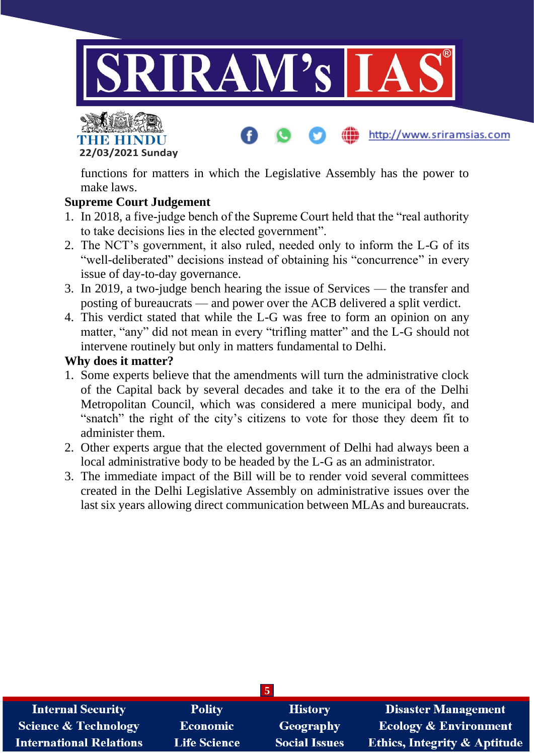functions for matters in which the Legislative Assembly has the power to make laws.

**Supreme Court Judgement**

1. In 2018, a five-judge bench of the Supreme Court held that the "real authority to take decisions lies in the elected government".
2. The NCT's government, it also ruled, needed only to inform the L-G of its "well-deliberated" decisions instead of obtaining his "concurrence" in every issue of day-to-day governance.
3. In 2019, a two-judge bench hearing the issue of Services — the transfer and posting of bureaucrats — and power over the ACB delivered a split verdict.
4. This verdict stated that while the L-G was free to form an opinion on any matter, "any" did not mean in every "trifling matter" and the L-G should not intervene routinely but only in matters fundamental to Delhi.

**Why does it matter?**

1. Some experts believe that the amendments will turn the administrative clock of the Capital back by several decades and take it to the era of the Delhi Metropolitan Council, which was considered a mere municipal body, and "snatch" the right of the city's citizens to vote for those they deem fit to administer them.
2. Other experts argue that the elected government of Delhi had always been a local administrative body to be headed by the L-G as an administrator.
3. The immediate impact of the Bill will be to render void several committees created in the Delhi Legislative Assembly on administrative issues over the last six years allowing direct communication between MLAs and bureaucrats.